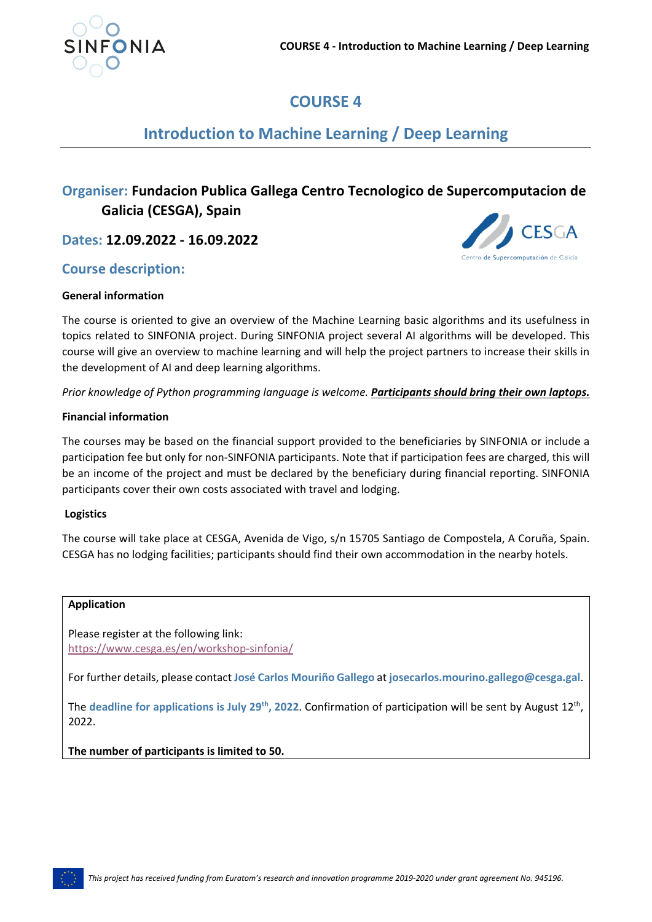# COURSE 4

## Introduction to Machine Learning / Deep Learning

### Organiser: Fundacion Publica Gallega Centro Tecnologico de Supercomputacion de Galicia (CESGA), Spain

### Dates: 12.09.2022 - 16.09.2022

### Course description:

**General information**

The course is oriented to give an overview of the Machine Learning basic algorithms and its usefulness in topics related to SINFONIA project. During SINFONIA project several AI algorithms will be developed. This course will give an overview to machine learning and will help the project partners to increase their skills in the development of AI and deep learning algorithms.

*Prior knowledge of Python programming language is welcome.* ***Participants should bring their own laptops.***

**Financial information**

The courses may be based on the financial support provided to the beneficiaries by SINFONIA or include a participation fee but only for non-SINFONIA participants. Note that if participation fees are charged, this will be an income of the project and must be declared by the beneficiary during financial reporting. SINFONIA participants cover their own costs associated with travel and lodging.

**Logistics**

The course will take place at CESGA, Avenida de Vigo, s/n 15705 Santiago de Compostela, A Coruña, Spain. CESGA has no lodging facilities; participants should find their own accommodation in the nearby hotels.

**Application**

Please register at the following link:
https://www.cesga.es/en/workshop-sinfonia/

For further details, please contact **José Carlos Mouriño Gallego** at **josecarlos.mourino.gallego@cesga.gal**.

The **deadline for applications is July 29th, 2022**. Confirmation of participation will be sent by August 12th, 2022.

**The number of participants is limited to 50.**

*This project has received funding from Euratom's research and innovation programme 2019-2020 under grant agreement No. 945196.*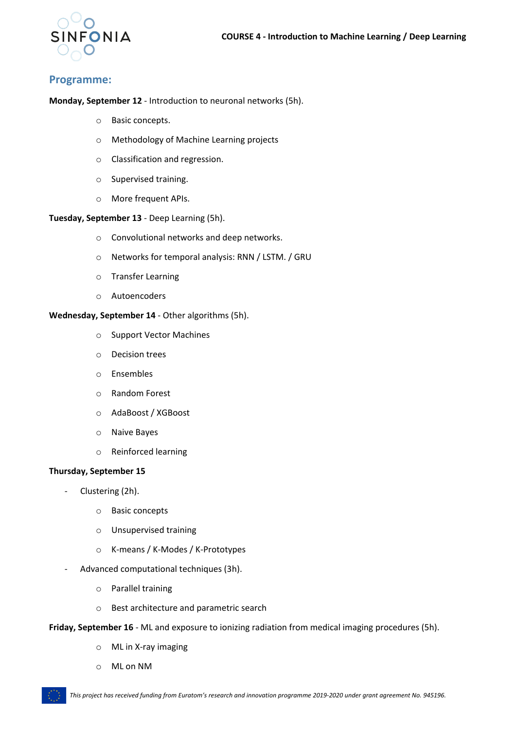## Programme:

**Monday, September 12** - Introduction to neuronal networks (5h).

- Basic concepts.
- Methodology of Machine Learning projects
- Classification and regression.
- Supervised training.
- More frequent APIs.

**Tuesday, September 13** - Deep Learning (5h).

- Convolutional networks and deep networks.
- Networks for temporal analysis: RNN / LSTM. / GRU
- Transfer Learning
- Autoencoders

**Wednesday, September 14** - Other algorithms (5h).

- Support Vector Machines
- Decision trees
- Ensembles
- Random Forest
- AdaBoost / XGBoost
- Naive Bayes
- Reinforced learning

**Thursday, September 15**

- Clustering (2h).
  - Basic concepts
  - Unsupervised training
  - K-means / K-Modes / K-Prototypes
- Advanced computational techniques (3h).
  - Parallel training
  - Best architecture and parametric search

**Friday, September 16** - ML and exposure to ionizing radiation from medical imaging procedures (5h).

- ML in X-ray imaging
- ML on NM